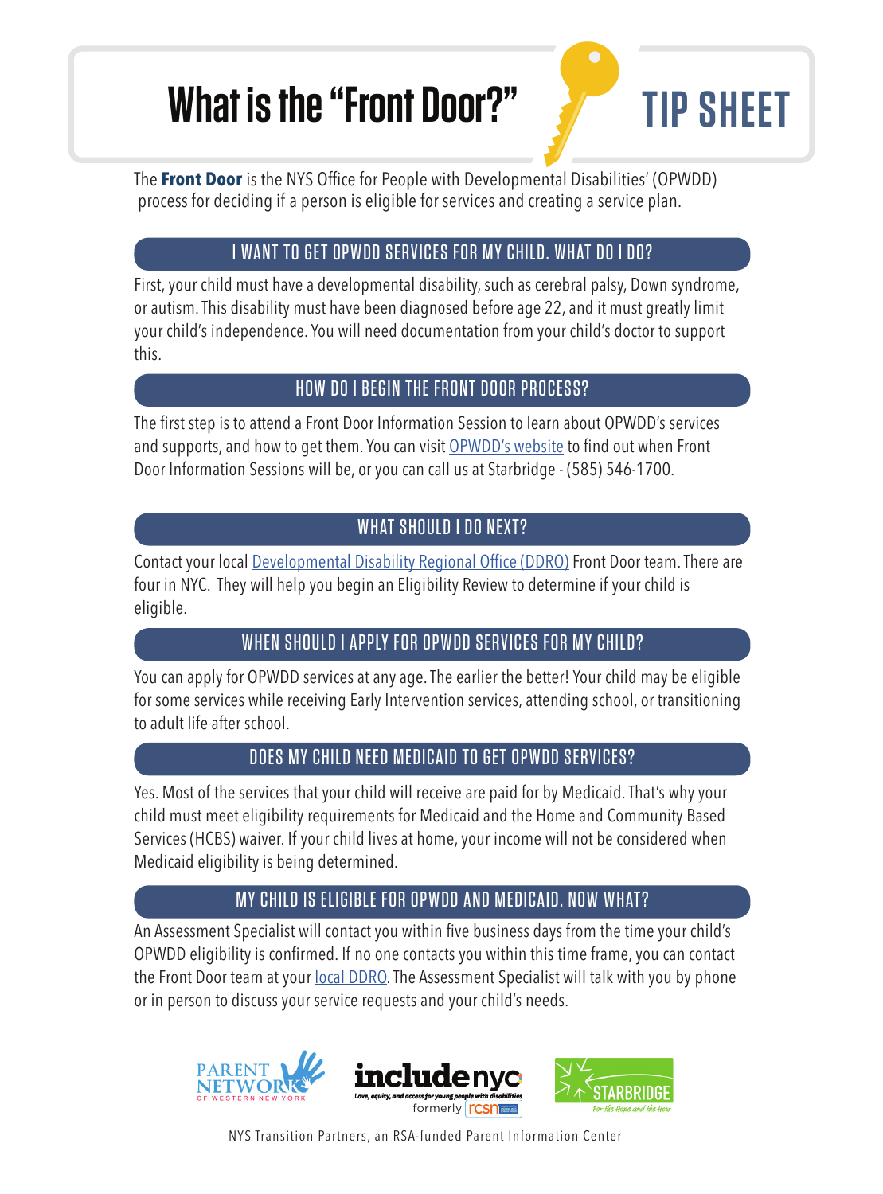# What is the "Front Door?"

**TIP SHEET**

The **Front Door** is the NYS Office for People with Developmental Disabilities' (OPWDD) process for deciding if a person is eligible for services and creating a service plan.

## I WANT TO GET OPWDD SERVICES FOR MY CHILD. WHAT DO I DO?

First, your child must have a developmental disability, such as cerebral palsy, Down syndrome, or autism. This disability must have been diagnosed before age 22, and it must greatly limit your child's independence. You will need documentation from your child's doctor to support this.

## HOW DO I BEGIN THE FRONT DOOR PROCESS?

The first step is to attend a Front Door Information Session to learn about OPWDD's services and supports, and how to get them. You can visit OPWDD's website to find out when Front Door Information Sessions will be, or you can call us at Starbridge - (585) 546-1700.

## WHAT SHOULD I DO NEXT?

Contact your local Developmental Disability Regional Office (DDRO) Front Door team. There are four in NYC. They will help you begin an Eligibility Review to determine if your child is eligible.

## WHEN SHOULD I APPLY FOR OPWDD SERVICES FOR MY CHILD?

You can apply for OPWDD services at any age. The earlier the better! Your child may be eligible for some services while receiving Early Intervention services, attending school, or transitioning to adult life after school.

## DOES MY CHILD NEED MEDICAID TO GET OPWDD SERVICES?

Yes. Most of the services that your child will receive are paid for by Medicaid. That's why your child must meet eligibility requirements for Medicaid and the Home and Community Based Services (HCBS) waiver. If your child lives at home, your income will not be considered when Medicaid eligibility is being determined.

## MY CHILD IS ELIGIBLE FOR OPWDD AND MEDICAID. NOW WHAT?

An Assessment Specialist will contact you within five business days from the time your child's OPWDD eligibility is confirmed. If no one contacts you within this time frame, you can contact the Front Door team at your local DDRO. The Assessment Specialist will talk with you by phone or in person to discuss your service requests and your child's needs.

Parent Network of Western New York | includenyc — Love, equity, and access for young people with disabilities (formerly rcsn) | Starbridge — For the Hope and the How

NYS Transition Partners, an RSA-funded Parent Information Center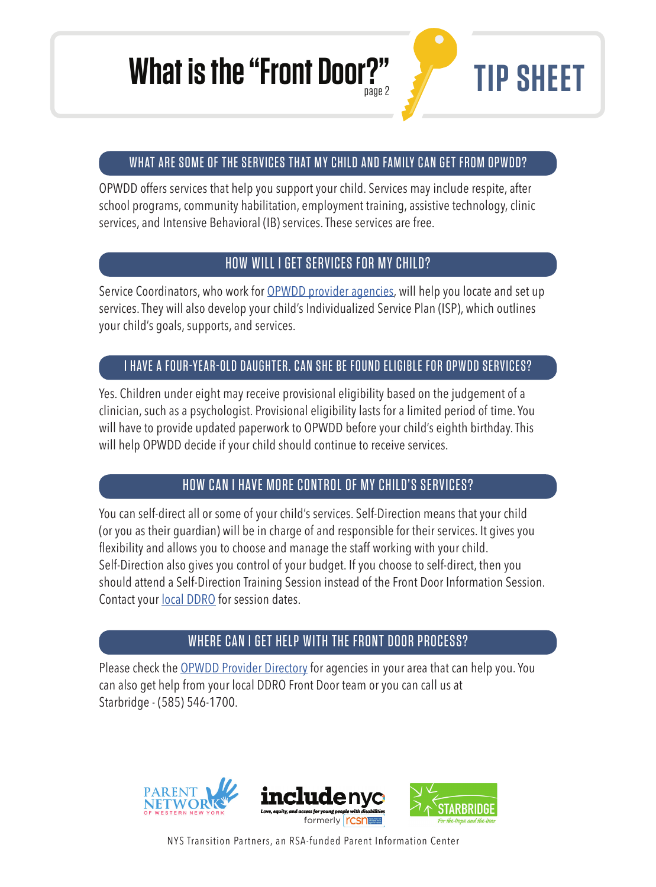# What is the "Front Door?" page 2

**TIP SHEET**

## WHAT ARE SOME OF THE SERVICES THAT MY CHILD AND FAMILY CAN GET FROM OPWDD?

OPWDD offers services that help you support your child. Services may include respite, after school programs, community habilitation, employment training, assistive technology, clinic services, and Intensive Behavioral (IB) services. These services are free.

## HOW WILL I GET SERVICES FOR MY CHILD?

Service Coordinators, who work for OPWDD provider agencies, will help you locate and set up services. They will also develop your child's Individualized Service Plan (ISP), which outlines your child's goals, supports, and services.

## I HAVE A FOUR-YEAR-OLD DAUGHTER. CAN SHE BE FOUND ELIGIBLE FOR OPWDD SERVICES?

Yes. Children under eight may receive provisional eligibility based on the judgement of a clinician, such as a psychologist. Provisional eligibility lasts for a limited period of time. You will have to provide updated paperwork to OPWDD before your child's eighth birthday. This will help OPWDD decide if your child should continue to receive services.

## HOW CAN I HAVE MORE CONTROL OF MY CHILD'S SERVICES?

You can self-direct all or some of your child's services. Self-Direction means that your child (or you as their guardian) will be in charge of and responsible for their services. It gives you flexibility and allows you to choose and manage the staff working with your child. Self-Direction also gives you control of your budget. If you choose to self-direct, then you should attend a Self-Direction Training Session instead of the Front Door Information Session. Contact your local DDRO for session dates.

## WHERE CAN I GET HELP WITH THE FRONT DOOR PROCESS?

Please check the OPWDD Provider Directory for agencies in your area that can help you. You can also get help from your local DDRO Front Door team or you can call us at Starbridge - (585) 546-1700.

PARENT NETWORK OF WESTERN NEW YORK

includenyc — Love, equity, and access for young people with disabilities — formerly rcsn

STARBRIDGE — For the Hope and the How

NYS Transition Partners, an RSA-funded Parent Information Center